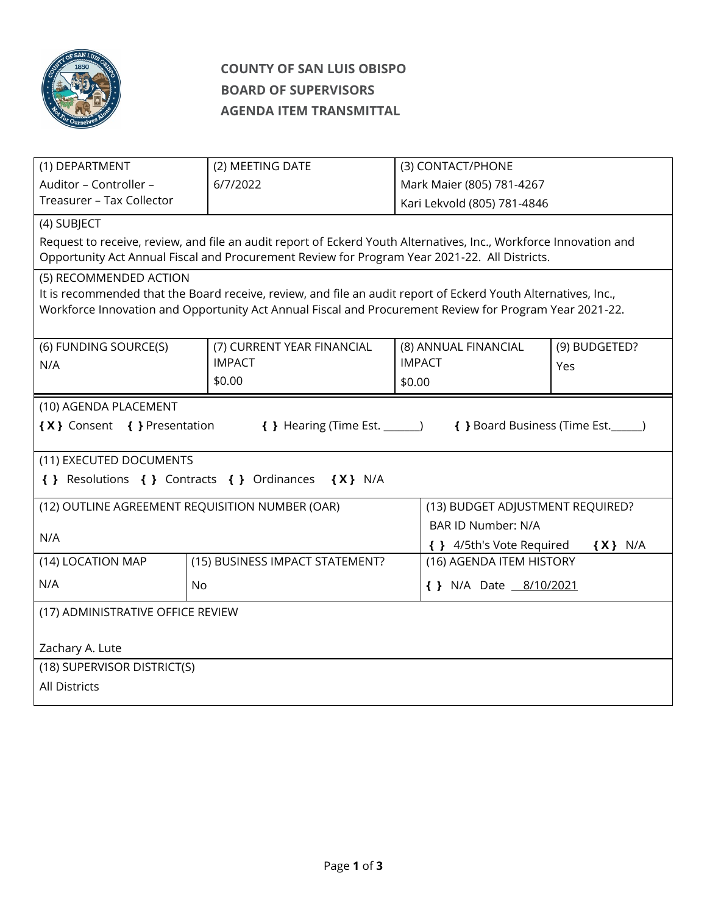# COUNTY OF SAN LUIS OBISPO
## BOARD OF SUPERVISORS
## AGENDA ITEM TRANSMITTAL

| (1) DEPARTMENT | (2) MEETING DATE | (3) CONTACT/PHONE |
|---|---|---|
| Auditor – Controller – Treasurer – Tax Collector | 6/7/2022 | Mark Maier (805) 781-4267<br>Kari Lekvold (805) 781-4846 |

**(4) SUBJECT**

Request to receive, review, and file an audit report of Eckerd Youth Alternatives, Inc., Workforce Innovation and Opportunity Act Annual Fiscal and Procurement Review for Program Year 2021-22. All Districts.

**(5) RECOMMENDED ACTION**

It is recommended that the Board receive, review, and file an audit report of Eckerd Youth Alternatives, Inc., Workforce Innovation and Opportunity Act Annual Fiscal and Procurement Review for Program Year 2021-22.

| (6) FUNDING SOURCE(S) | (7) CURRENT YEAR FINANCIAL IMPACT | (8) ANNUAL FINANCIAL IMPACT | (9) BUDGETED? |
|---|---|---|---|
| N/A | $0.00 | $0.00 | Yes |

**(10) AGENDA PLACEMENT**

{ X } Consent { } Presentation { } Hearing (Time Est. _______) { } Board Business (Time Est.______)

**(11) EXECUTED DOCUMENTS**

{ } Resolutions { } Contracts { } Ordinances { X } N/A

| (12) OUTLINE AGREEMENT REQUISITION NUMBER (OAR) | (13) BUDGET ADJUSTMENT REQUIRED? |
|---|---|
| N/A | BAR ID Number: N/A<br>{ } 4/5th's Vote Required { X } N/A |

| (14) LOCATION MAP | (15) BUSINESS IMPACT STATEMENT? | (16) AGENDA ITEM HISTORY |
|---|---|---|
| N/A | No | { } N/A Date 8/10/2021 |

**(17) ADMINISTRATIVE OFFICE REVIEW**

Zachary A. Lute

**(18) SUPERVISOR DISTRICT(S)**

All Districts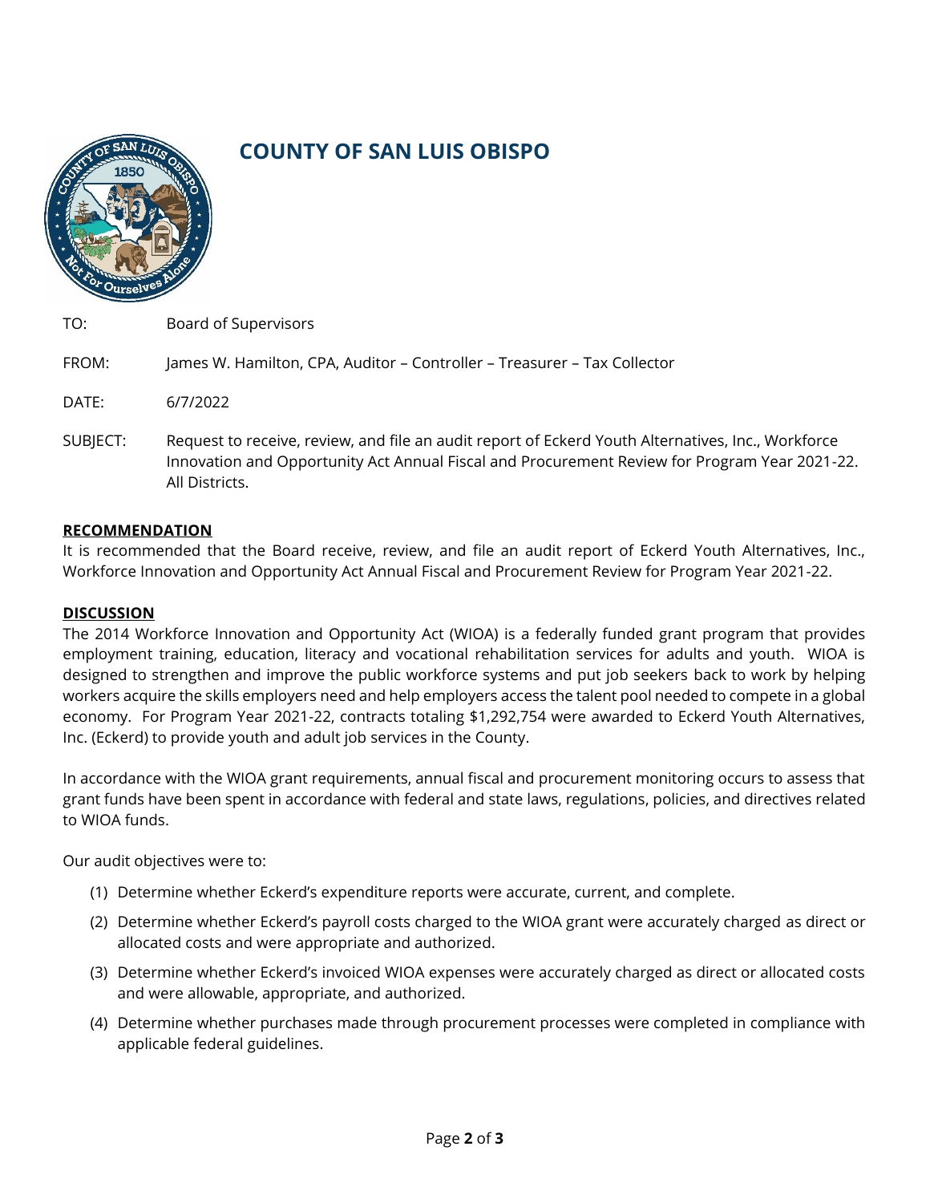# COUNTY OF SAN LUIS OBISPO

TO: Board of Supervisors

FROM: James W. Hamilton, CPA, Auditor – Controller – Treasurer – Tax Collector

DATE: 6/7/2022

SUBJECT: Request to receive, review, and file an audit report of Eckerd Youth Alternatives, Inc., Workforce Innovation and Opportunity Act Annual Fiscal and Procurement Review for Program Year 2021-22. All Districts.

## RECOMMENDATION

It is recommended that the Board receive, review, and file an audit report of Eckerd Youth Alternatives, Inc., Workforce Innovation and Opportunity Act Annual Fiscal and Procurement Review for Program Year 2021-22.

## DISCUSSION

The 2014 Workforce Innovation and Opportunity Act (WIOA) is a federally funded grant program that provides employment training, education, literacy and vocational rehabilitation services for adults and youth. WIOA is designed to strengthen and improve the public workforce systems and put job seekers back to work by helping workers acquire the skills employers need and help employers access the talent pool needed to compete in a global economy. For Program Year 2021-22, contracts totaling $1,292,754 were awarded to Eckerd Youth Alternatives, Inc. (Eckerd) to provide youth and adult job services in the County.

In accordance with the WIOA grant requirements, annual fiscal and procurement monitoring occurs to assess that grant funds have been spent in accordance with federal and state laws, regulations, policies, and directives related to WIOA funds.

Our audit objectives were to:

1. Determine whether Eckerd's expenditure reports were accurate, current, and complete.
2. Determine whether Eckerd's payroll costs charged to the WIOA grant were accurately charged as direct or allocated costs and were appropriate and authorized.
3. Determine whether Eckerd's invoiced WIOA expenses were accurately charged as direct or allocated costs and were allowable, appropriate, and authorized.
4. Determine whether purchases made through procurement processes were completed in compliance with applicable federal guidelines.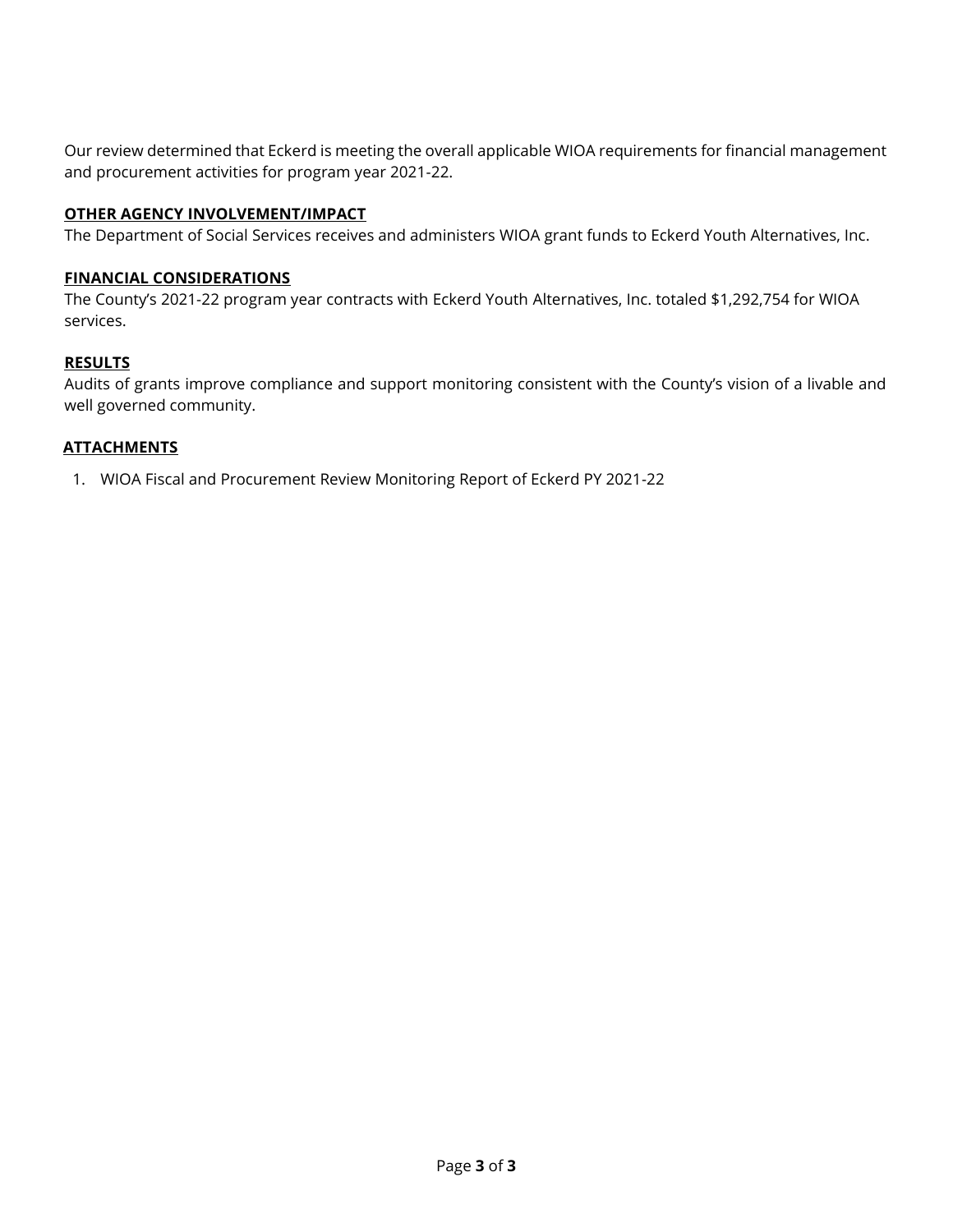Our review determined that Eckerd is meeting the overall applicable WIOA requirements for financial management and procurement activities for program year 2021-22.

**OTHER AGENCY INVOLVEMENT/IMPACT**

The Department of Social Services receives and administers WIOA grant funds to Eckerd Youth Alternatives, Inc.

**FINANCIAL CONSIDERATIONS**

The County's 2021-22 program year contracts with Eckerd Youth Alternatives, Inc. totaled $1,292,754 for WIOA services.

**RESULTS**

Audits of grants improve compliance and support monitoring consistent with the County's vision of a livable and well governed community.

**ATTACHMENTS**

1. WIOA Fiscal and Procurement Review Monitoring Report of Eckerd PY 2021-22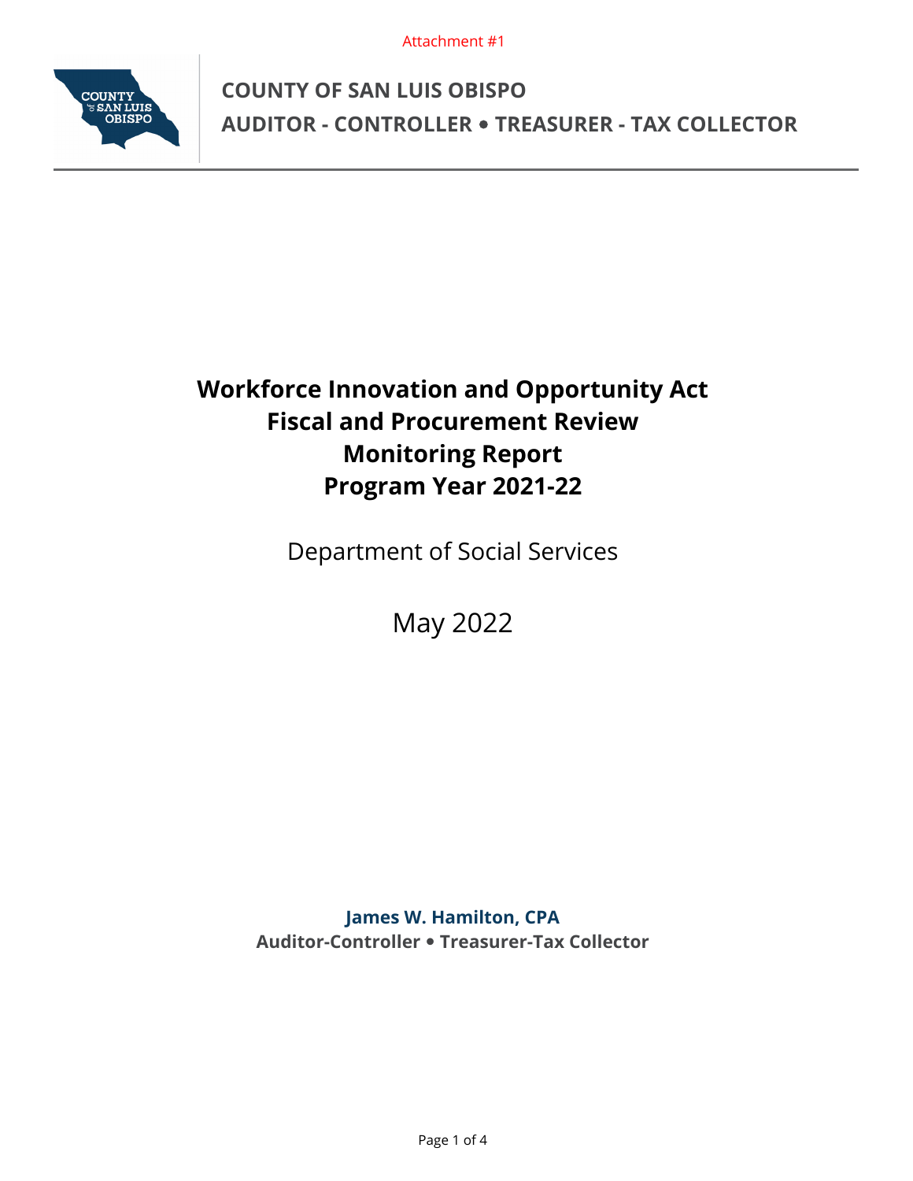Attachment #1

# COUNTY OF SAN LUIS OBISPO
## AUDITOR - CONTROLLER • TREASURER - TAX COLLECTOR

# Workforce Innovation and Opportunity Act
# Fiscal and Procurement Review
# Monitoring Report
# Program Year 2021-22

Department of Social Services

May 2022

**James W. Hamilton, CPA**
**Auditor-Controller • Treasurer-Tax Collector**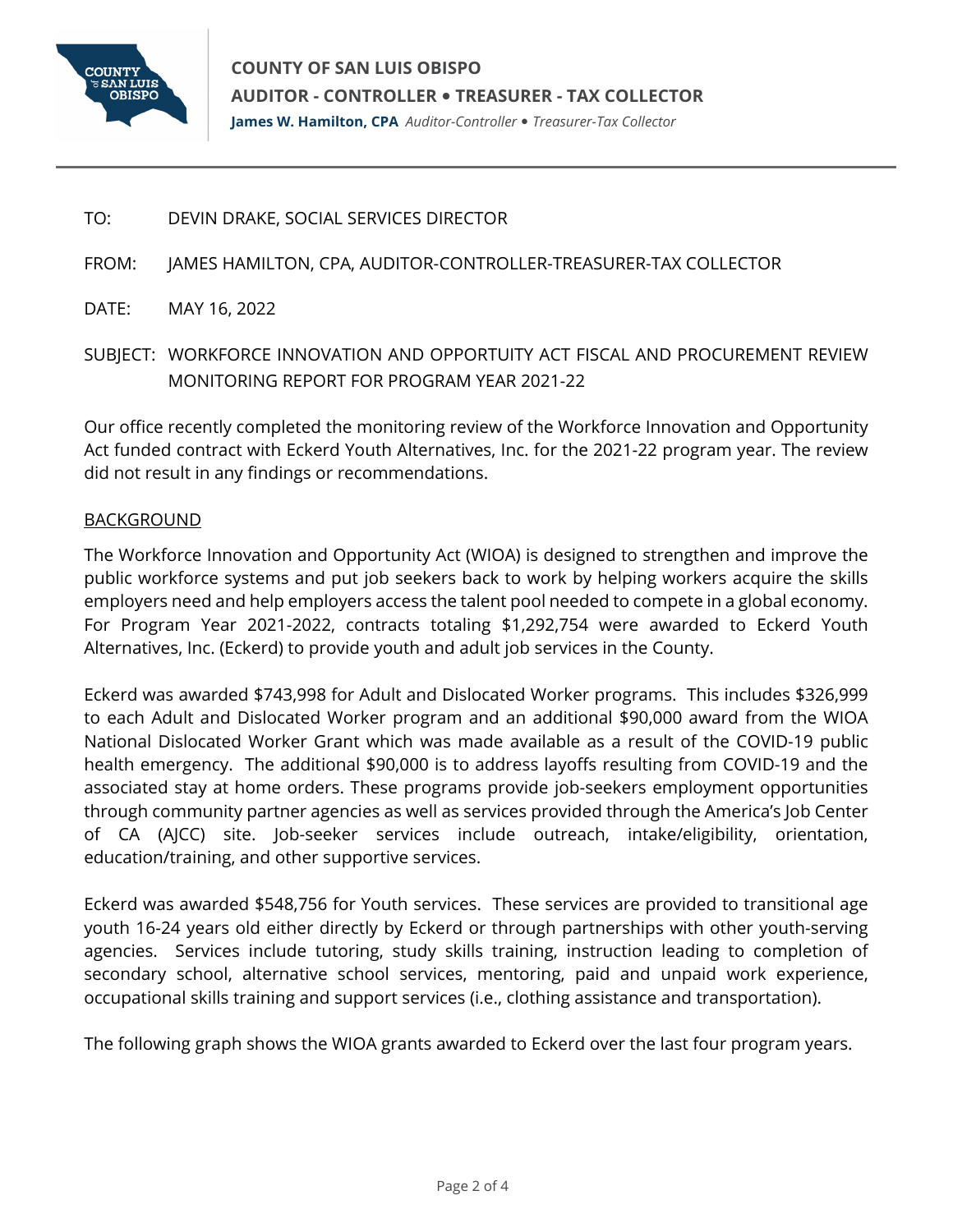# COUNTY OF SAN LUIS OBISPO

## AUDITOR - CONTROLLER • TREASURER - TAX COLLECTOR

**James W. Hamilton, CPA** *Auditor-Controller • Treasurer-Tax Collector*

TO: DEVIN DRAKE, SOCIAL SERVICES DIRECTOR

FROM: JAMES HAMILTON, CPA, AUDITOR-CONTROLLER-TREASURER-TAX COLLECTOR

DATE: MAY 16, 2022

SUBJECT: WORKFORCE INNOVATION AND OPPORTUITY ACT FISCAL AND PROCUREMENT REVIEW MONITORING REPORT FOR PROGRAM YEAR 2021-22

Our office recently completed the monitoring review of the Workforce Innovation and Opportunity Act funded contract with Eckerd Youth Alternatives, Inc. for the 2021-22 program year. The review did not result in any findings or recommendations.

BACKGROUND

The Workforce Innovation and Opportunity Act (WIOA) is designed to strengthen and improve the public workforce systems and put job seekers back to work by helping workers acquire the skills employers need and help employers access the talent pool needed to compete in a global economy. For Program Year 2021-2022, contracts totaling $1,292,754 were awarded to Eckerd Youth Alternatives, Inc. (Eckerd) to provide youth and adult job services in the County.

Eckerd was awarded $743,998 for Adult and Dislocated Worker programs. This includes $326,999 to each Adult and Dislocated Worker program and an additional $90,000 award from the WIOA National Dislocated Worker Grant which was made available as a result of the COVID-19 public health emergency. The additional $90,000 is to address layoffs resulting from COVID-19 and the associated stay at home orders. These programs provide job-seekers employment opportunities through community partner agencies as well as services provided through the America's Job Center of CA (AJCC) site. Job-seeker services include outreach, intake/eligibility, orientation, education/training, and other supportive services.

Eckerd was awarded $548,756 for Youth services. These services are provided to transitional age youth 16-24 years old either directly by Eckerd or through partnerships with other youth-serving agencies. Services include tutoring, study skills training, instruction leading to completion of secondary school, alternative school services, mentoring, paid and unpaid work experience, occupational skills training and support services (i.e., clothing assistance and transportation).

The following graph shows the WIOA grants awarded to Eckerd over the last four program years.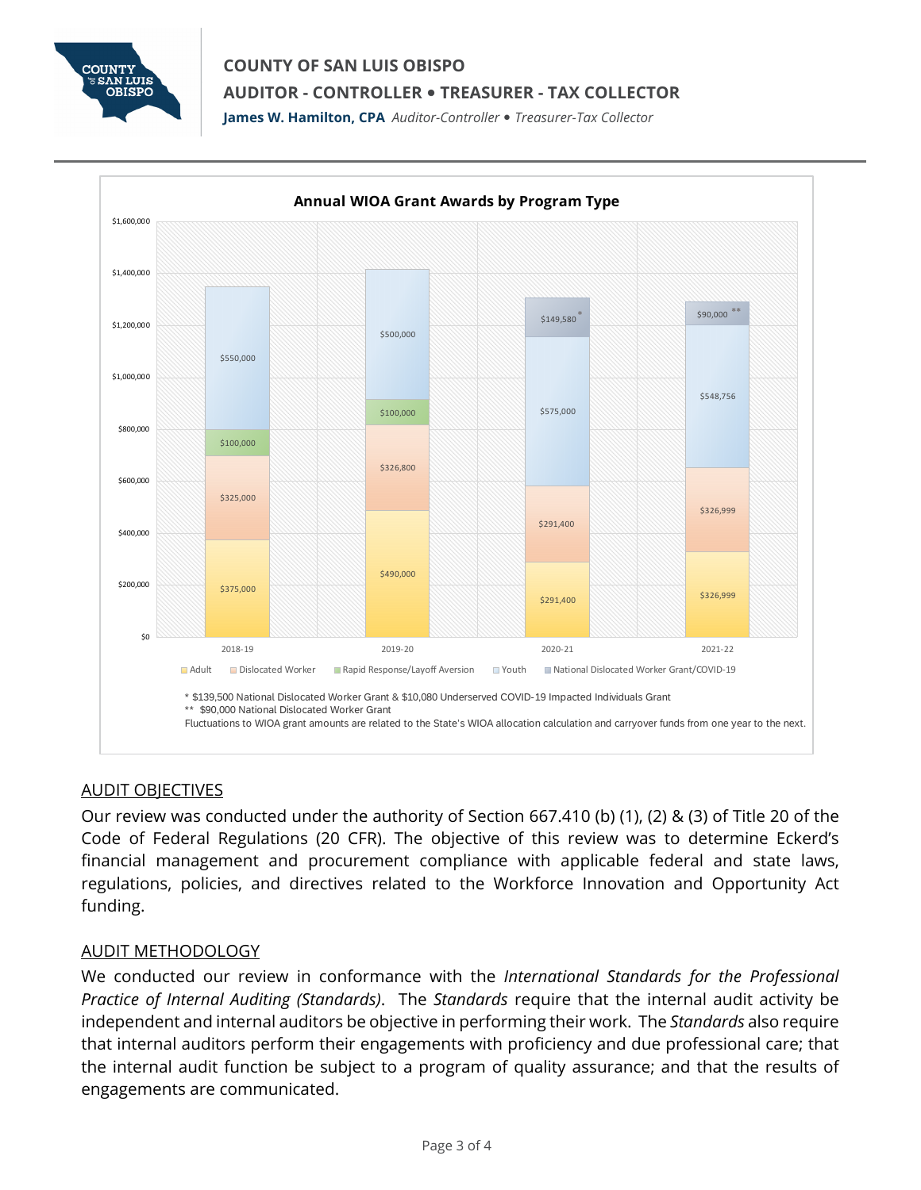**Annual WIOA Grant Awards by Program Type**

| Program Type | 2018-19 | 2019-20 | 2020-21 | 2021-22 |
|---|---|---|---|---|
| Adult | $375,000 | $490,000 | $291,400 | $326,999 |
| Dislocated Worker | $325,000 | $326,800 | $291,400 | $326,999 |
| Rapid Response/Layoff Aversion | $100,000 | $100,000 | | |
| Youth | $550,000 | $500,000 | $575,000 | $548,756 |
| National Dislocated Worker Grant/COVID-19 | | | $149,580 * | $90,000 ** |

\* $139,500 National Dislocated Worker Grant & $10,080 Underserved COVID-19 Impacted Individuals Grant
\*\* $90,000 National Dislocated Worker Grant
Fluctuations to WIOA grant amounts are related to the State's WIOA allocation calculation and carryover funds from one year to the next.

## AUDIT OBJECTIVES

Our review was conducted under the authority of Section 667.410 (b) (1), (2) & (3) of Title 20 of the Code of Federal Regulations (20 CFR). The objective of this review was to determine Eckerd's financial management and procurement compliance with applicable federal and state laws, regulations, policies, and directives related to the Workforce Innovation and Opportunity Act funding.

## AUDIT METHODOLOGY

We conducted our review in conformance with the *International Standards for the Professional Practice of Internal Auditing (Standards)*. The *Standards* require that the internal audit activity be independent and internal auditors be objective in performing their work. The *Standards* also require that internal auditors perform their engagements with proficiency and due professional care; that the internal audit function be subject to a program of quality assurance; and that the results of engagements are communicated.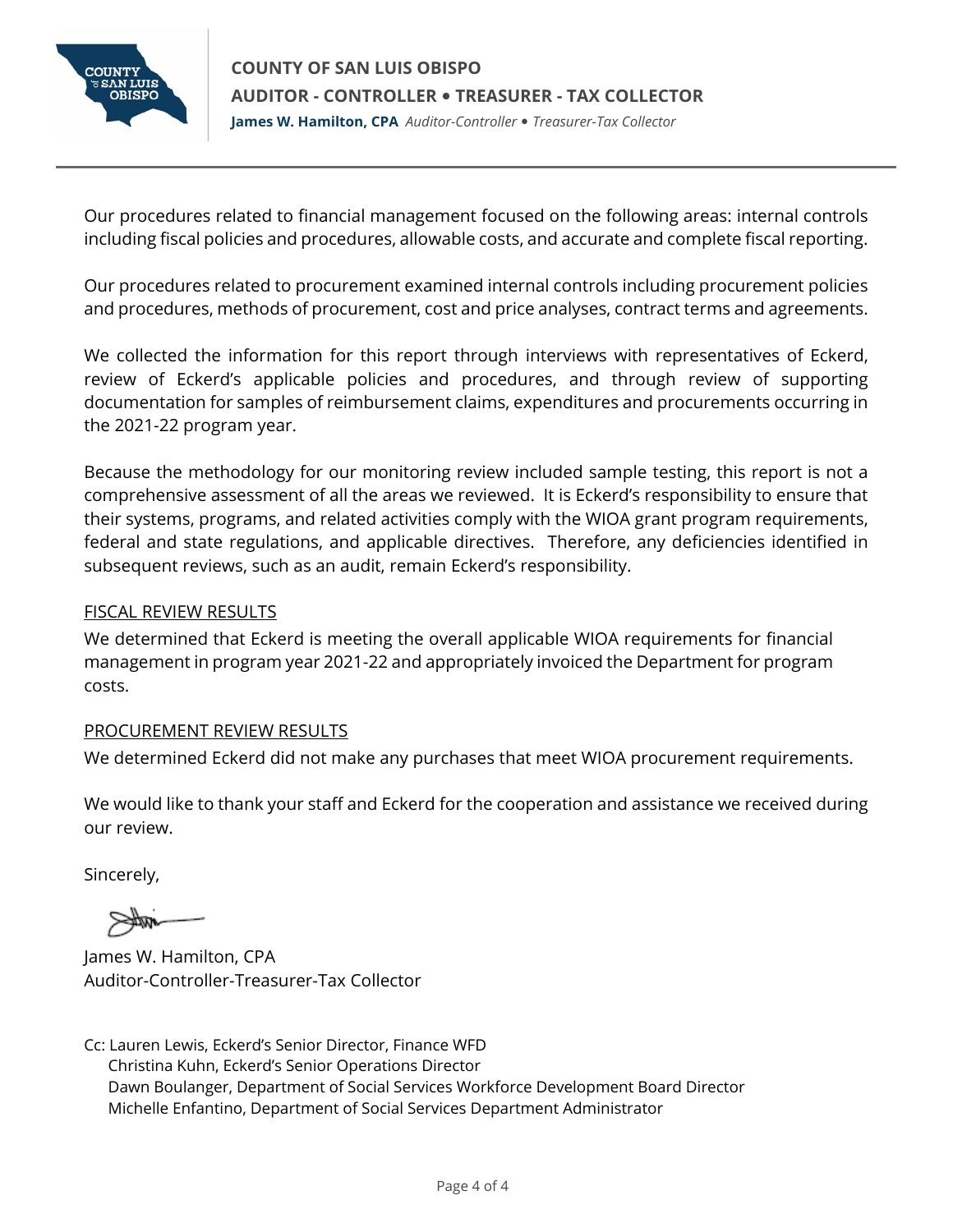**COUNTY OF SAN LUIS OBISPO**
**AUDITOR - CONTROLLER • TREASURER - TAX COLLECTOR**
**James W. Hamilton, CPA** *Auditor-Controller • Treasurer-Tax Collector*

Our procedures related to financial management focused on the following areas: internal controls including fiscal policies and procedures, allowable costs, and accurate and complete fiscal reporting.

Our procedures related to procurement examined internal controls including procurement policies and procedures, methods of procurement, cost and price analyses, contract terms and agreements.

We collected the information for this report through interviews with representatives of Eckerd, review of Eckerd's applicable policies and procedures, and through review of supporting documentation for samples of reimbursement claims, expenditures and procurements occurring in the 2021-22 program year.

Because the methodology for our monitoring review included sample testing, this report is not a comprehensive assessment of all the areas we reviewed. It is Eckerd's responsibility to ensure that their systems, programs, and related activities comply with the WIOA grant program requirements, federal and state regulations, and applicable directives. Therefore, any deficiencies identified in subsequent reviews, such as an audit, remain Eckerd's responsibility.

FISCAL REVIEW RESULTS

We determined that Eckerd is meeting the overall applicable WIOA requirements for financial management in program year 2021-22 and appropriately invoiced the Department for program costs.

PROCUREMENT REVIEW RESULTS

We determined Eckerd did not make any purchases that meet WIOA procurement requirements.

We would like to thank your staff and Eckerd for the cooperation and assistance we received during our review.

Sincerely,

James W. Hamilton, CPA
Auditor-Controller-Treasurer-Tax Collector

Cc: Lauren Lewis, Eckerd's Senior Director, Finance WFD
Christina Kuhn, Eckerd's Senior Operations Director
Dawn Boulanger, Department of Social Services Workforce Development Board Director
Michelle Enfantino, Department of Social Services Department Administrator